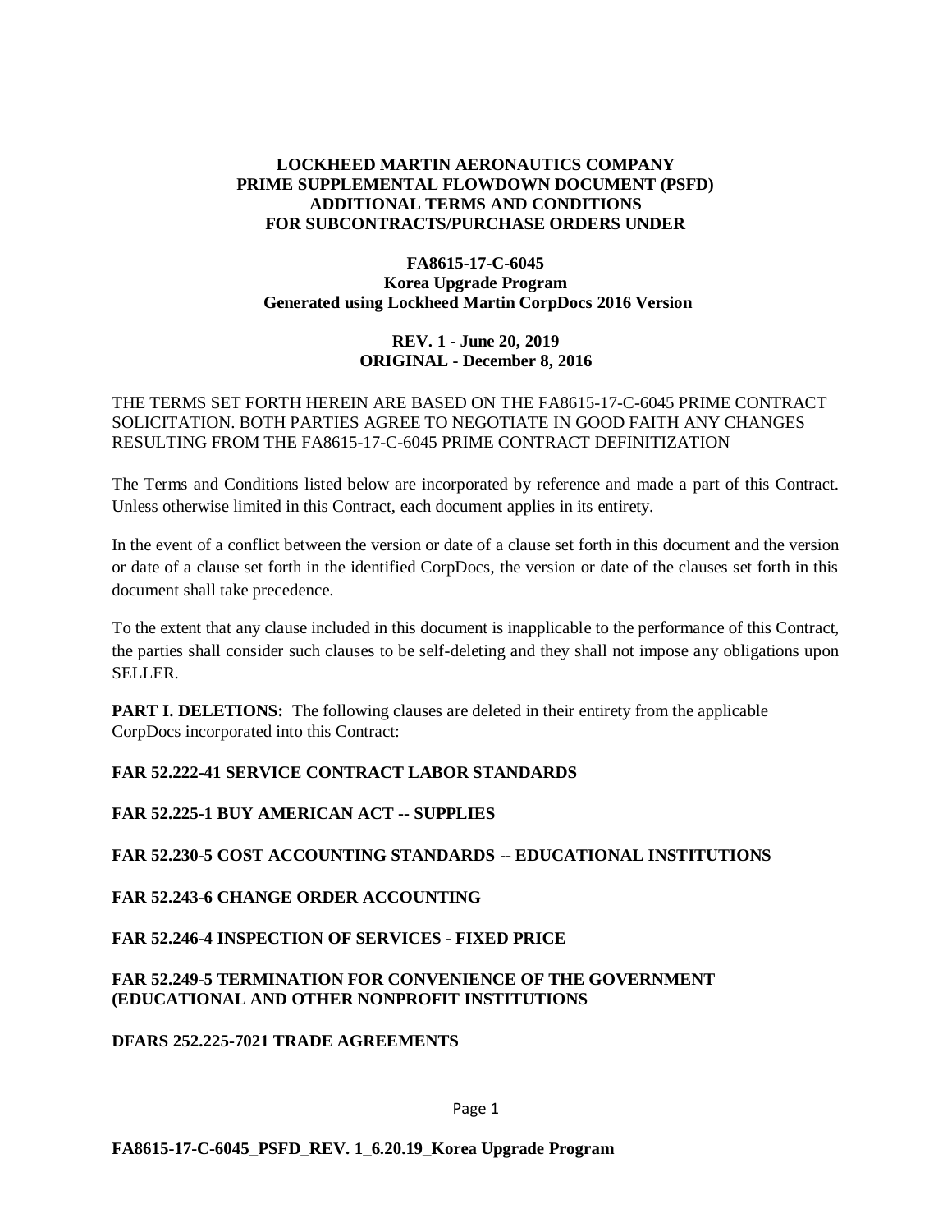**LOCKHEED MARTIN AERONAUTICS COMPANY**
**PRIME SUPPLEMENTAL FLOWDOWN DOCUMENT (PSFD)**
**ADDITIONAL TERMS AND CONDITIONS**
**FOR SUBCONTRACTS/PURCHASE ORDERS UNDER**

**FA8615-17-C-6045**
**Korea Upgrade Program**
**Generated using Lockheed Martin CorpDocs 2016 Version**

**REV. 1 - June 20, 2019**
**ORIGINAL - December 8, 2016**

THE TERMS SET FORTH HEREIN ARE BASED ON THE FA8615-17-C-6045 PRIME CONTRACT SOLICITATION. BOTH PARTIES AGREE TO NEGOTIATE IN GOOD FAITH ANY CHANGES RESULTING FROM THE FA8615-17-C-6045 PRIME CONTRACT DEFINITIZATION

The Terms and Conditions listed below are incorporated by reference and made a part of this Contract. Unless otherwise limited in this Contract, each document applies in its entirety.

In the event of a conflict between the version or date of a clause set forth in this document and the version or date of a clause set forth in the identified CorpDocs, the version or date of the clauses set forth in this document shall take precedence.

To the extent that any clause included in this document is inapplicable to the performance of this Contract, the parties shall consider such clauses to be self-deleting and they shall not impose any obligations upon SELLER.

**PART I. DELETIONS:** The following clauses are deleted in their entirety from the applicable CorpDocs incorporated into this Contract:

**FAR 52.222-41 SERVICE CONTRACT LABOR STANDARDS**

**FAR 52.225-1 BUY AMERICAN ACT -- SUPPLIES**

**FAR 52.230-5 COST ACCOUNTING STANDARDS -- EDUCATIONAL INSTITUTIONS**

**FAR 52.243-6 CHANGE ORDER ACCOUNTING**

**FAR 52.246-4 INSPECTION OF SERVICES - FIXED PRICE**

**FAR 52.249-5 TERMINATION FOR CONVENIENCE OF THE GOVERNMENT (EDUCATIONAL AND OTHER NONPROFIT INSTITUTIONS**

**DFARS 252.225-7021 TRADE AGREEMENTS**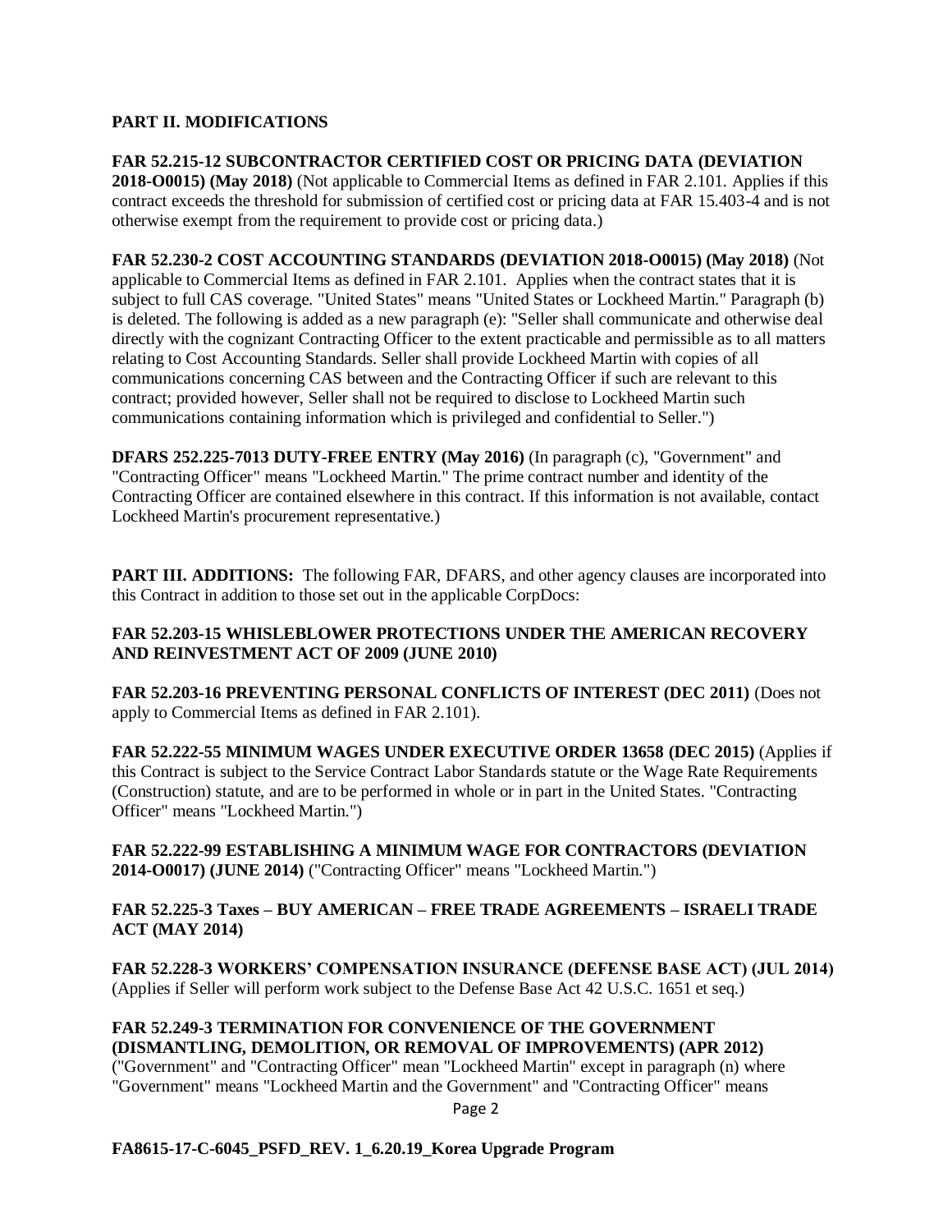**PART II. MODIFICATIONS**

**FAR 52.215-12 SUBCONTRACTOR CERTIFIED COST OR PRICING DATA (DEVIATION 2018-O0015) (May 2018)** (Not applicable to Commercial Items as defined in FAR 2.101. Applies if this contract exceeds the threshold for submission of certified cost or pricing data at FAR 15.403-4 and is not otherwise exempt from the requirement to provide cost or pricing data.)

**FAR 52.230-2 COST ACCOUNTING STANDARDS (DEVIATION 2018-O0015) (May 2018)** (Not applicable to Commercial Items as defined in FAR 2.101. Applies when the contract states that it is subject to full CAS coverage. "United States" means "United States or Lockheed Martin." Paragraph (b) is deleted. The following is added as a new paragraph (e): "Seller shall communicate and otherwise deal directly with the cognizant Contracting Officer to the extent practicable and permissible as to all matters relating to Cost Accounting Standards. Seller shall provide Lockheed Martin with copies of all communications concerning CAS between and the Contracting Officer if such are relevant to this contract; provided however, Seller shall not be required to disclose to Lockheed Martin such communications containing information which is privileged and confidential to Seller.")

**DFARS 252.225-7013 DUTY-FREE ENTRY (May 2016)** (In paragraph (c), "Government" and "Contracting Officer" means "Lockheed Martin." The prime contract number and identity of the Contracting Officer are contained elsewhere in this contract. If this information is not available, contact Lockheed Martin's procurement representative.)

**PART III. ADDITIONS:** The following FAR, DFARS, and other agency clauses are incorporated into this Contract in addition to those set out in the applicable CorpDocs:

**FAR 52.203-15 WHISLEBLOWER PROTECTIONS UNDER THE AMERICAN RECOVERY AND REINVESTMENT ACT OF 2009 (JUNE 2010)**

**FAR 52.203-16 PREVENTING PERSONAL CONFLICTS OF INTEREST (DEC 2011)** (Does not apply to Commercial Items as defined in FAR 2.101).

**FAR 52.222-55 MINIMUM WAGES UNDER EXECUTIVE ORDER 13658 (DEC 2015)** (Applies if this Contract is subject to the Service Contract Labor Standards statute or the Wage Rate Requirements (Construction) statute, and are to be performed in whole or in part in the United States. "Contracting Officer" means "Lockheed Martin.")

**FAR 52.222-99 ESTABLISHING A MINIMUM WAGE FOR CONTRACTORS (DEVIATION 2014-O0017) (JUNE 2014)** ("Contracting Officer" means "Lockheed Martin.")

**FAR 52.225-3 Taxes – BUY AMERICAN – FREE TRADE AGREEMENTS – ISRAELI TRADE ACT (MAY 2014)**

**FAR 52.228-3 WORKERS' COMPENSATION INSURANCE (DEFENSE BASE ACT) (JUL 2014)** (Applies if Seller will perform work subject to the Defense Base Act 42 U.S.C. 1651 et seq.)

**FAR 52.249-3 TERMINATION FOR CONVENIENCE OF THE GOVERNMENT (DISMANTLING, DEMOLITION, OR REMOVAL OF IMPROVEMENTS) (APR 2012)** ("Government" and "Contracting Officer" mean "Lockheed Martin" except in paragraph (n) where "Government" means "Lockheed Martin and the Government" and "Contracting Officer" means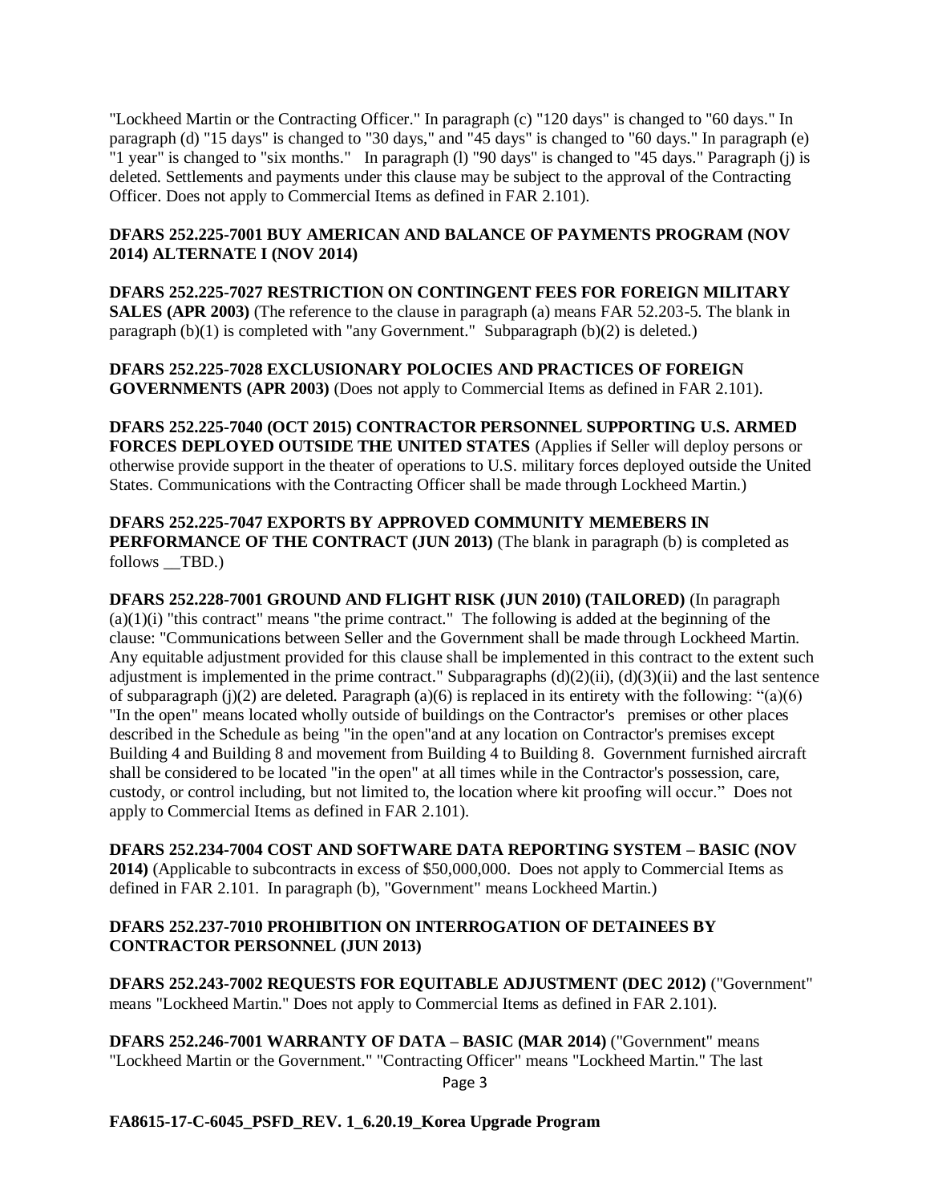"Lockheed Martin or the Contracting Officer." In paragraph (c) "120 days" is changed to "60 days." In paragraph (d) "15 days" is changed to "30 days," and "45 days" is changed to "60 days." In paragraph (e) "1 year" is changed to "six months." In paragraph (l) "90 days" is changed to "45 days." Paragraph (j) is deleted. Settlements and payments under this clause may be subject to the approval of the Contracting Officer. Does not apply to Commercial Items as defined in FAR 2.101).

**DFARS 252.225-7001 BUY AMERICAN AND BALANCE OF PAYMENTS PROGRAM (NOV 2014) ALTERNATE I (NOV 2014)**

**DFARS 252.225-7027 RESTRICTION ON CONTINGENT FEES FOR FOREIGN MILITARY SALES (APR 2003)** (The reference to the clause in paragraph (a) means FAR 52.203-5. The blank in paragraph (b)(1) is completed with "any Government." Subparagraph (b)(2) is deleted.)

**DFARS 252.225-7028 EXCLUSIONARY POLOCIES AND PRACTICES OF FOREIGN GOVERNMENTS (APR 2003)** (Does not apply to Commercial Items as defined in FAR 2.101).

**DFARS 252.225-7040 (OCT 2015) CONTRACTOR PERSONNEL SUPPORTING U.S. ARMED FORCES DEPLOYED OUTSIDE THE UNITED STATES** (Applies if Seller will deploy persons or otherwise provide support in the theater of operations to U.S. military forces deployed outside the United States. Communications with the Contracting Officer shall be made through Lockheed Martin.)

**DFARS 252.225-7047 EXPORTS BY APPROVED COMMUNITY MEMEBERS IN PERFORMANCE OF THE CONTRACT (JUN 2013)** (The blank in paragraph (b) is completed as follows __TBD.)

**DFARS 252.228-7001 GROUND AND FLIGHT RISK (JUN 2010) (TAILORED)** (In paragraph (a)(1)(i) "this contract" means "the prime contract." The following is added at the beginning of the clause: "Communications between Seller and the Government shall be made through Lockheed Martin. Any equitable adjustment provided for this clause shall be implemented in this contract to the extent such adjustment is implemented in the prime contract." Subparagraphs (d)(2)(ii), (d)(3)(ii) and the last sentence of subparagraph (j)(2) are deleted. Paragraph (a)(6) is replaced in its entirety with the following: "(a)(6) "In the open" means located wholly outside of buildings on the Contractor's premises or other places described in the Schedule as being "in the open"and at any location on Contractor's premises except Building 4 and Building 8 and movement from Building 4 to Building 8. Government furnished aircraft shall be considered to be located "in the open" at all times while in the Contractor's possession, care, custody, or control including, but not limited to, the location where kit proofing will occur." Does not apply to Commercial Items as defined in FAR 2.101).

**DFARS 252.234-7004 COST AND SOFTWARE DATA REPORTING SYSTEM – BASIC (NOV 2014)** (Applicable to subcontracts in excess of $50,000,000. Does not apply to Commercial Items as defined in FAR 2.101. In paragraph (b), "Government" means Lockheed Martin.)

**DFARS 252.237-7010 PROHIBITION ON INTERROGATION OF DETAINEES BY CONTRACTOR PERSONNEL (JUN 2013)**

**DFARS 252.243-7002 REQUESTS FOR EQUITABLE ADJUSTMENT (DEC 2012)** ("Government" means "Lockheed Martin." Does not apply to Commercial Items as defined in FAR 2.101).

**DFARS 252.246-7001 WARRANTY OF DATA – BASIC (MAR 2014)** ("Government" means "Lockheed Martin or the Government." "Contracting Officer" means "Lockheed Martin." The last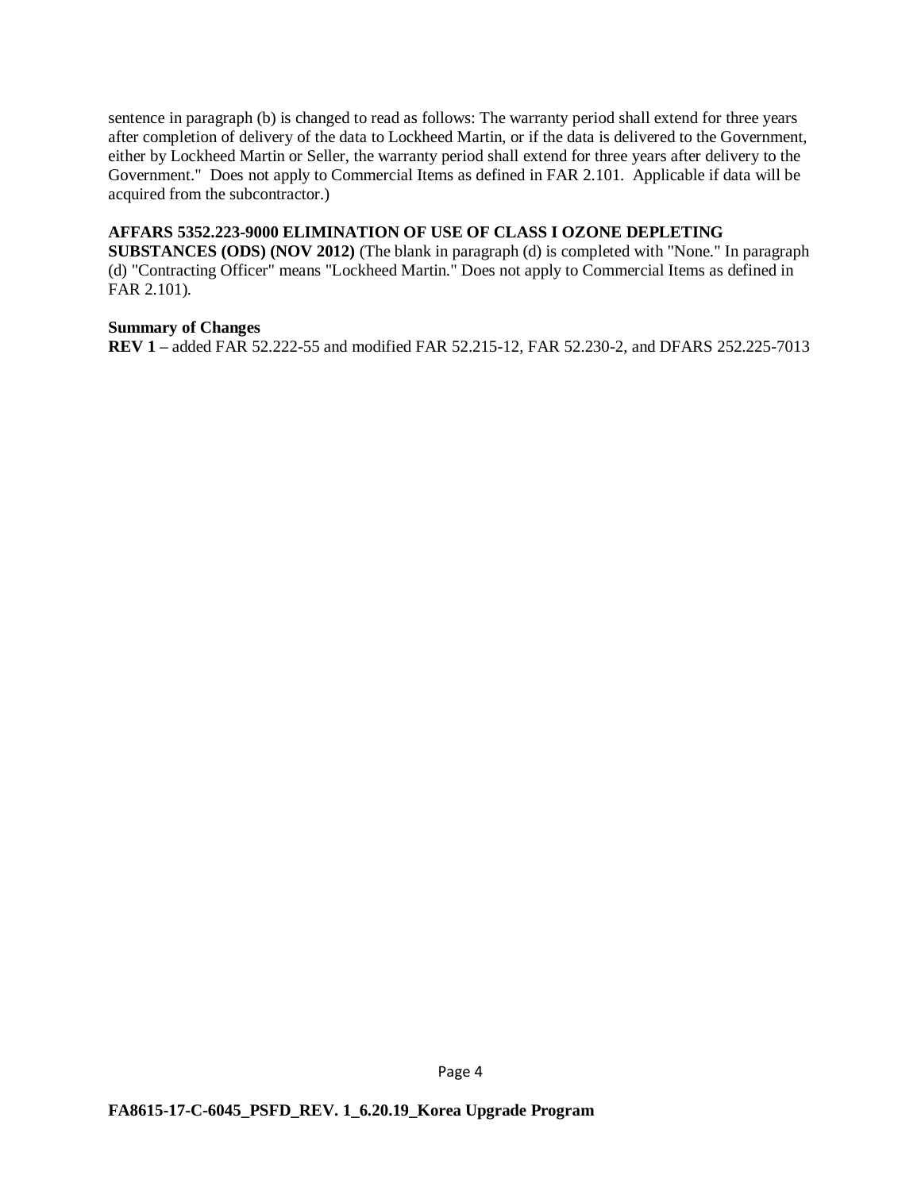sentence in paragraph (b) is changed to read as follows: The warranty period shall extend for three years after completion of delivery of the data to Lockheed Martin, or if the data is delivered to the Government, either by Lockheed Martin or Seller, the warranty period shall extend for three years after delivery to the Government." Does not apply to Commercial Items as defined in FAR 2.101. Applicable if data will be acquired from the subcontractor.)

**AFFARS 5352.223-9000 ELIMINATION OF USE OF CLASS I OZONE DEPLETING SUBSTANCES (ODS) (NOV 2012)** (The blank in paragraph (d) is completed with "None." In paragraph (d) "Contracting Officer" means "Lockheed Martin." Does not apply to Commercial Items as defined in FAR 2.101).

**Summary of Changes**

**REV 1 –** added FAR 52.222-55 and modified FAR 52.215-12, FAR 52.230-2, and DFARS 252.225-7013